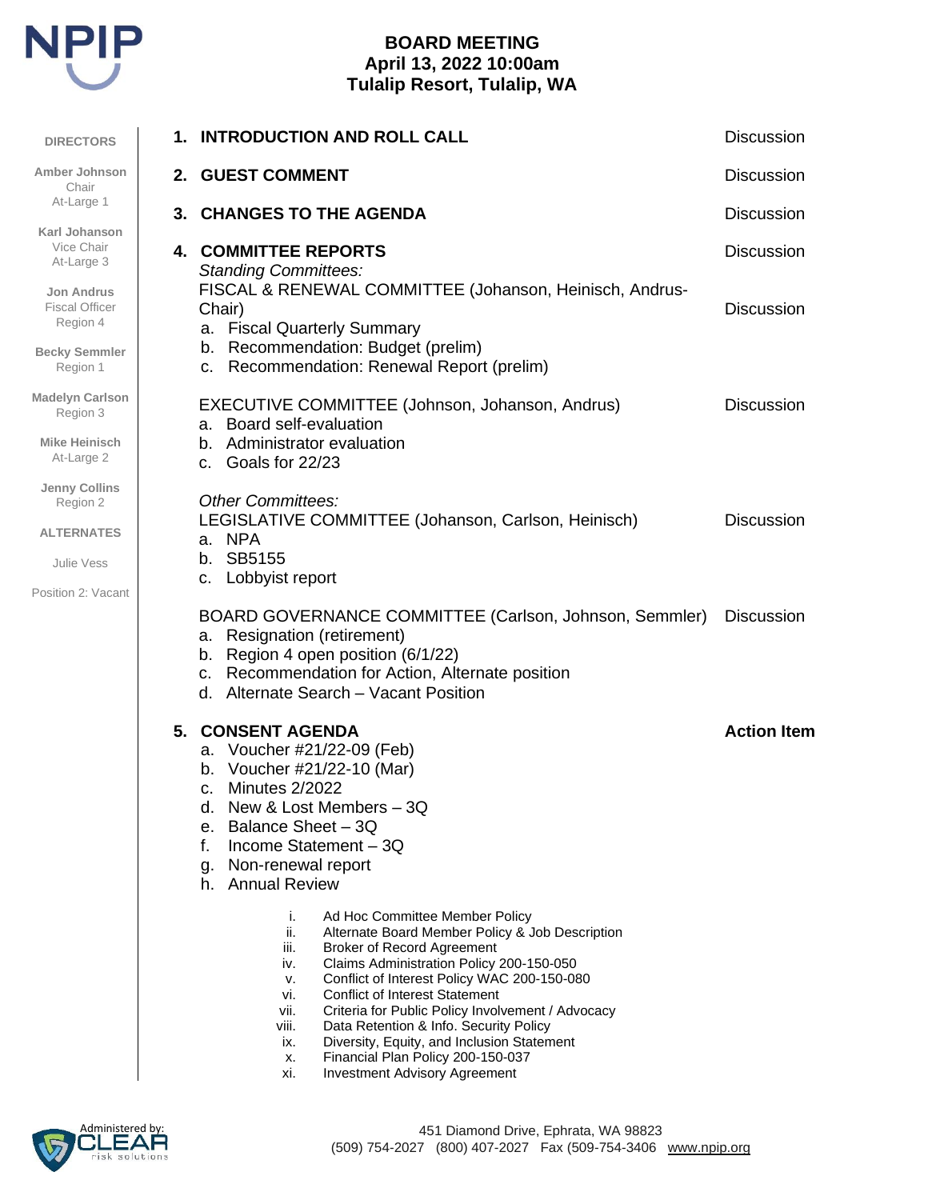NPIP

# BOARD MEETING
## April 13, 2022 10:00am
## Tulalip Resort, Tulalip, WA

**DIRECTORS**

**Amber Johnson**
Chair
At-Large 1

**Karl Johanson**
Vice Chair
At-Large 3

**Jon Andrus**
Fiscal Officer
Region 4

**Becky Semmler**
Region 1

**Madelyn Carlson**
Region 3

**Mike Heinisch**
At-Large 2

**Jenny Collins**
Region 2

**ALTERNATES**

Julie Vess

Position 2: Vacant

---

**1. INTRODUCTION AND ROLL CALL** — Discussion

**2. GUEST COMMENT** — Discussion

**3. CHANGES TO THE AGENDA** — Discussion

**4. COMMITTEE REPORTS** — Discussion

*Standing Committees:*

FISCAL & RENEWAL COMMITTEE (Johanson, Heinisch, Andrus-Chair) — Discussion

a. Fiscal Quarterly Summary
b. Recommendation: Budget (prelim)
c. Recommendation: Renewal Report (prelim)

EXECUTIVE COMMITTEE (Johnson, Johanson, Andrus) — Discussion

a. Board self-evaluation
b. Administrator evaluation
c. Goals for 22/23

*Other Committees:*

LEGISLATIVE COMMITTEE (Johanson, Carlson, Heinisch) — Discussion

a. NPA
b. SB5155
c. Lobbyist report

BOARD GOVERNANCE COMMITTEE (Carlson, Johnson, Semmler) — Discussion

a. Resignation (retirement)
b. Region 4 open position (6/1/22)
c. Recommendation for Action, Alternate position
d. Alternate Search – Vacant Position

**5. CONSENT AGENDA** — **Action Item**

a. Voucher #21/22-09 (Feb)
b. Voucher #21/22-10 (Mar)
c. Minutes 2/2022
d. New & Lost Members – 3Q
e. Balance Sheet – 3Q
f. Income Statement – 3Q
g. Non-renewal report
h. Annual Review

i. Ad Hoc Committee Member Policy
ii. Alternate Board Member Policy & Job Description
iii. Broker of Record Agreement
iv. Claims Administration Policy 200-150-050
v. Conflict of Interest Policy WAC 200-150-080
vi. Conflict of Interest Statement
vii. Criteria for Public Policy Involvement / Advocacy
viii. Data Retention & Info. Security Policy
ix. Diversity, Equity, and Inclusion Statement
x. Financial Plan Policy 200-150-037
xi. Investment Advisory Agreement

---

Administered by: CLEAR risk solutions

451 Diamond Drive, Ephrata, WA 98823
(509) 754-2027 (800) 407-2027 Fax (509-754-3406 www.npip.org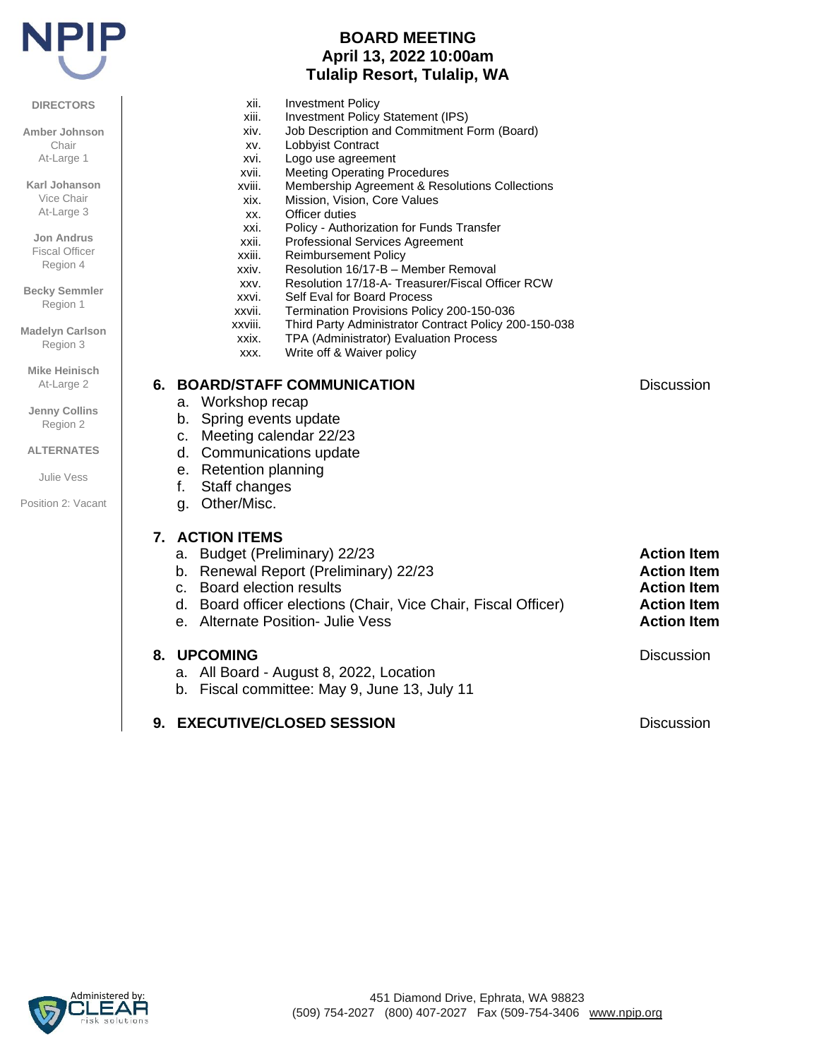# BOARD MEETING
## April 13, 2022 10:00am
## Tulalip Resort, Tulalip, WA

**DIRECTORS**

**Amber Johnson**
Chair
At-Large 1

**Karl Johanson**
Vice Chair
At-Large 3

**Jon Andrus**
Fiscal Officer
Region 4

**Becky Semmler**
Region 1

**Madelyn Carlson**
Region 3

**Mike Heinisch**
At-Large 2

**Jenny Collins**
Region 2

**ALTERNATES**

Julie Vess

Position 2: Vacant

xii. Investment Policy
xiii. Investment Policy Statement (IPS)
xiv. Job Description and Commitment Form (Board)
xv. Lobbyist Contract
xvi. Logo use agreement
xvii. Meeting Operating Procedures
xviii. Membership Agreement & Resolutions Collections
xix. Mission, Vision, Core Values
xx. Officer duties
xxi. Policy - Authorization for Funds Transfer
xxii. Professional Services Agreement
xxiii. Reimbursement Policy
xxiv. Resolution 16/17-B – Member Removal
xxv. Resolution 17/18-A- Treasurer/Fiscal Officer RCW
xxvi. Self Eval for Board Process
xxvii. Termination Provisions Policy 200-150-036
xxviii. Third Party Administrator Contract Policy 200-150-038
xxix. TPA (Administrator) Evaluation Process
xxx. Write off & Waiver policy

**6. BOARD/STAFF COMMUNICATION** — Discussion

a. Workshop recap
b. Spring events update
c. Meeting calendar 22/23
d. Communications update
e. Retention planning
f. Staff changes
g. Other/Misc.

**7. ACTION ITEMS**

a. Budget (Preliminary) 22/23 — **Action Item**
b. Renewal Report (Preliminary) 22/23 — **Action Item**
c. Board election results — **Action Item**
d. Board officer elections (Chair, Vice Chair, Fiscal Officer) — **Action Item**
e. Alternate Position- Julie Vess — **Action Item**

**8. UPCOMING** — Discussion

a. All Board - August 8, 2022, Location
b. Fiscal committee: May 9, June 13, July 11

**9. EXECUTIVE/CLOSED SESSION** — Discussion

Administered by: CLEAR risk solutions

451 Diamond Drive, Ephrata, WA 98823
(509) 754-2027 (800) 407-2027 Fax (509-754-3406 www.npip.org